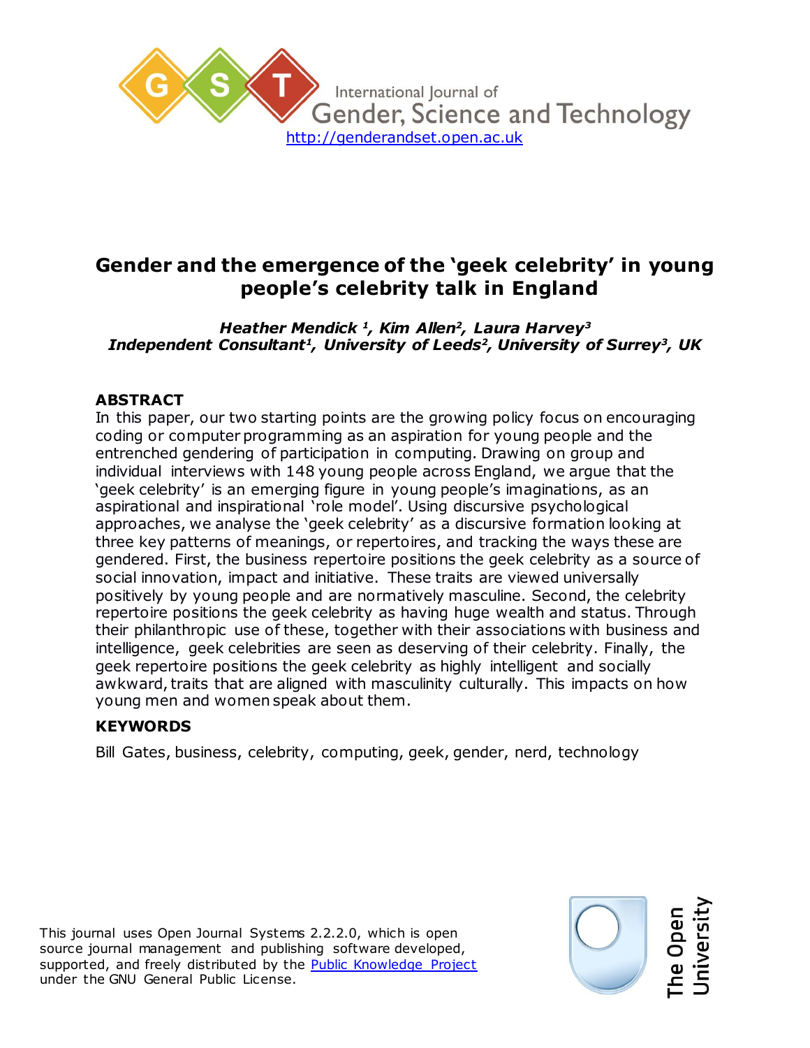International Journal of Gender, Science and Technology

http://genderandset.open.ac.uk

# Gender and the emergence of the 'geek celebrity' in young people's celebrity talk in England

***Heather Mendick [1], Kim Allen[2], Laura Harvey[3]***
***Independent Consultant[1], University of Leeds[2], University of Surrey[3], UK***

## ABSTRACT

In this paper, our two starting points are the growing policy focus on encouraging coding or computer programming as an aspiration for young people and the entrenched gendering of participation in computing. Drawing on group and individual interviews with 148 young people across England, we argue that the 'geek celebrity' is an emerging figure in young people's imaginations, as an aspirational and inspirational 'role model'. Using discursive psychological approaches, we analyse the 'geek celebrity' as a discursive formation looking at three key patterns of meanings, or repertoires, and tracking the ways these are gendered. First, the business repertoire positions the geek celebrity as a source of social innovation, impact and initiative. These traits are viewed universally positively by young people and are normatively masculine. Second, the celebrity repertoire positions the geek celebrity as having huge wealth and status. Through their philanthropic use of these, together with their associations with business and intelligence, geek celebrities are seen as deserving of their celebrity. Finally, the geek repertoire positions the geek celebrity as highly intelligent and socially awkward, traits that are aligned with masculinity culturally. This impacts on how young men and women speak about them.

## KEYWORDS

Bill Gates, business, celebrity, computing, geek, gender, nerd, technology

This journal uses Open Journal Systems 2.2.2.0, which is open source journal management and publishing software developed, supported, and freely distributed by the Public Knowledge Project under the GNU General Public License.

The Open University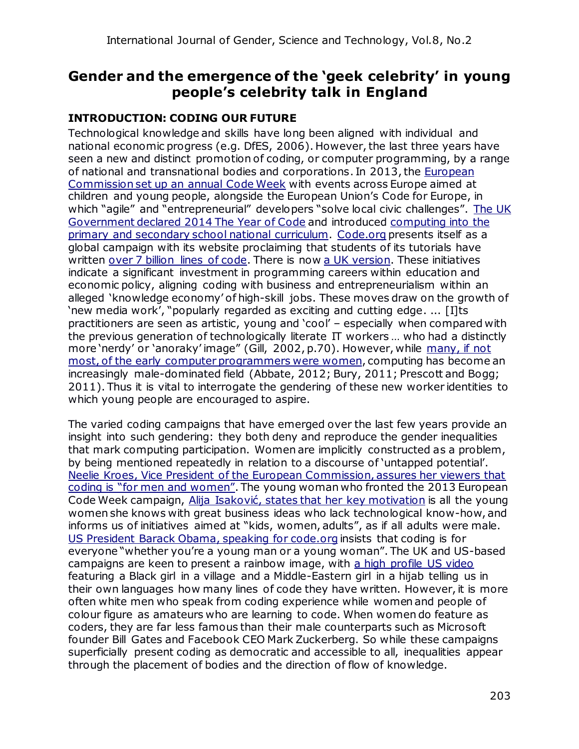# Gender and the emergence of the 'geek celebrity' in young people's celebrity talk in England

## INTRODUCTION: CODING OUR FUTURE

Technological knowledge and skills have long been aligned with individual and national economic progress (e.g. DfES, 2006). However, the last three years have seen a new and distinct promotion of coding, or computer programming, by a range of national and transnational bodies and corporations. In 2013, the European Commission set up an annual Code Week with events across Europe aimed at children and young people, alongside the European Union's Code for Europe, in which "agile" and "entrepreneurial" developers "solve local civic challenges". The UK Government declared 2014 The Year of Code and introduced computing into the primary and secondary school national curriculum. Code.org presents itself as a global campaign with its website proclaiming that students of its tutorials have written over 7 billion lines of code. There is now a UK version. These initiatives indicate a significant investment in programming careers within education and economic policy, aligning coding with business and entrepreneurialism within an alleged 'knowledge economy' of high-skill jobs. These moves draw on the growth of 'new media work', "popularly regarded as exciting and cutting edge. ... [I]ts practitioners are seen as artistic, young and 'cool' – especially when compared with the previous generation of technologically literate IT workers … who had a distinctly more 'nerdy' or 'anoraky' image" (Gill, 2002, p.70). However, while many, if not most, of the early computer programmers were women, computing has become an increasingly male-dominated field (Abbate, 2012; Bury, 2011; Prescott and Bogg; 2011). Thus it is vital to interrogate the gendering of these new worker identities to which young people are encouraged to aspire.

The varied coding campaigns that have emerged over the last few years provide an insight into such gendering: they both deny and reproduce the gender inequalities that mark computing participation. Women are implicitly constructed as a problem, by being mentioned repeatedly in relation to a discourse of 'untapped potential'. Neelie Kroes, Vice President of the European Commission, assures her viewers that coding is "for men and women". The young woman who fronted the 2013 European Code Week campaign, Alija Isaković, states that her key motivation is all the young women she knows with great business ideas who lack technological know-how, and informs us of initiatives aimed at "kids, women, adults", as if all adults were male. US President Barack Obama, speaking for code.org insists that coding is for everyone "whether you're a young man or a young woman". The UK and US-based campaigns are keen to present a rainbow image, with a high profile US video featuring a Black girl in a village and a Middle-Eastern girl in a hijab telling us in their own languages how many lines of code they have written. However, it is more often white men who speak from coding experience while women and people of colour figure as amateurs who are learning to code. When women do feature as coders, they are far less famous than their male counterparts such as Microsoft founder Bill Gates and Facebook CEO Mark Zuckerberg. So while these campaigns superficially present coding as democratic and accessible to all, inequalities appear through the placement of bodies and the direction of flow of knowledge.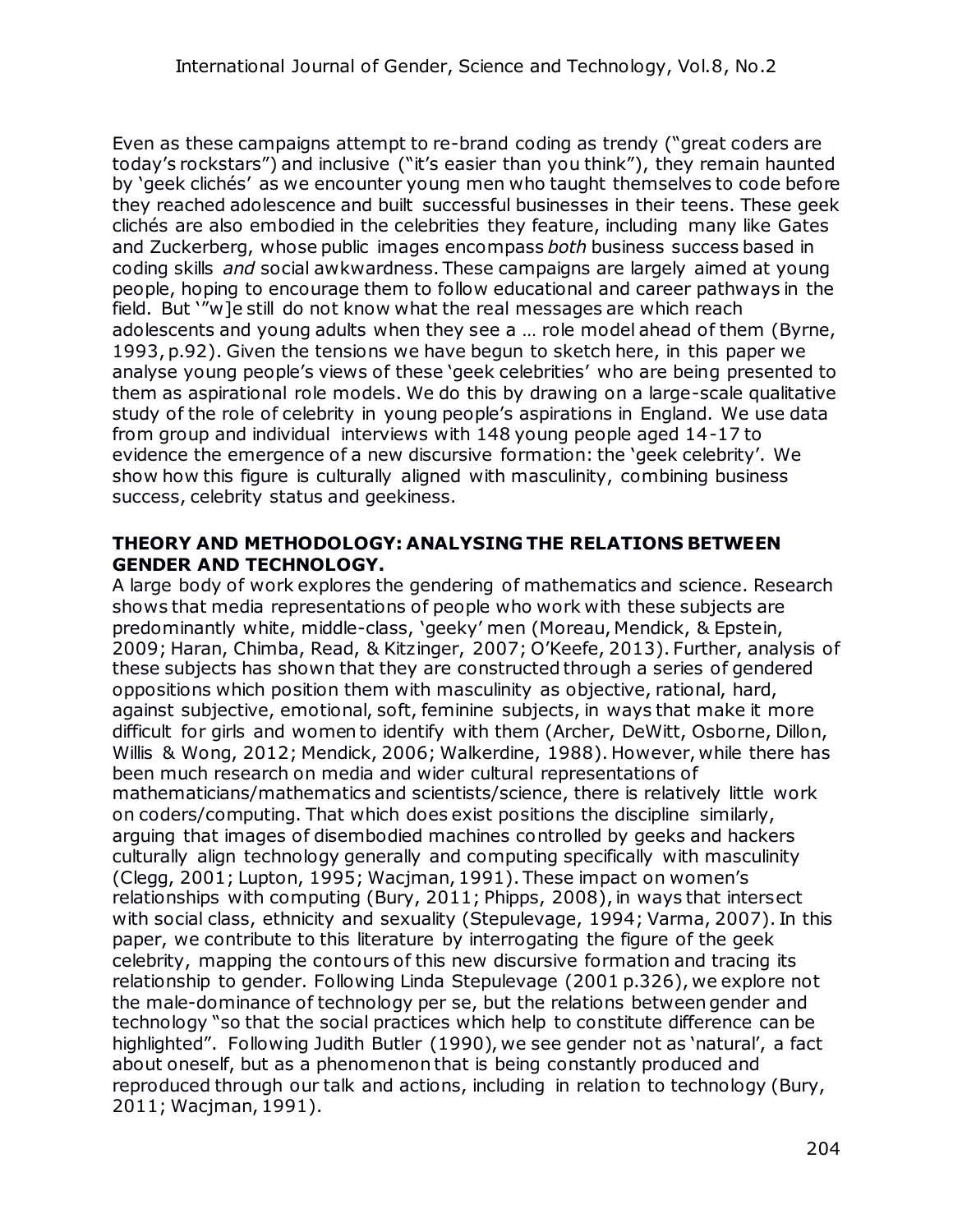Even as these campaigns attempt to re-brand coding as trendy ("great coders are today's rockstars") and inclusive ("it's easier than you think"), they remain haunted by 'geek clichés' as we encounter young men who taught themselves to code before they reached adolescence and built successful businesses in their teens. These geek clichés are also embodied in the celebrities they feature, including many like Gates and Zuckerberg, whose public images encompass *both* business success based in coding skills *and* social awkwardness. These campaigns are largely aimed at young people, hoping to encourage them to follow educational and career pathways in the field. But '"w]e still do not know what the real messages are which reach adolescents and young adults when they see a … role model ahead of them (Byrne, 1993, p.92). Given the tensions we have begun to sketch here, in this paper we analyse young people's views of these 'geek celebrities' who are being presented to them as aspirational role models. We do this by drawing on a large-scale qualitative study of the role of celebrity in young people's aspirations in England. We use data from group and individual interviews with 148 young people aged 14-17 to evidence the emergence of a new discursive formation: the 'geek celebrity'. We show how this figure is culturally aligned with masculinity, combining business success, celebrity status and geekiness.

## THEORY AND METHODOLOGY: ANALYSING THE RELATIONS BETWEEN GENDER AND TECHNOLOGY.

A large body of work explores the gendering of mathematics and science. Research shows that media representations of people who work with these subjects are predominantly white, middle-class, 'geeky' men (Moreau, Mendick, & Epstein, 2009; Haran, Chimba, Read, & Kitzinger, 2007; O'Keefe, 2013). Further, analysis of these subjects has shown that they are constructed through a series of gendered oppositions which position them with masculinity as objective, rational, hard, against subjective, emotional, soft, feminine subjects, in ways that make it more difficult for girls and women to identify with them (Archer, DeWitt, Osborne, Dillon, Willis & Wong, 2012; Mendick, 2006; Walkerdine, 1988). However, while there has been much research on media and wider cultural representations of mathematicians/mathematics and scientists/science, there is relatively little work on coders/computing. That which does exist positions the discipline similarly, arguing that images of disembodied machines controlled by geeks and hackers culturally align technology generally and computing specifically with masculinity (Clegg, 2001; Lupton, 1995; Wacjman, 1991). These impact on women's relationships with computing (Bury, 2011; Phipps, 2008), in ways that intersect with social class, ethnicity and sexuality (Stepulevage, 1994; Varma, 2007). In this paper, we contribute to this literature by interrogating the figure of the geek celebrity, mapping the contours of this new discursive formation and tracing its relationship to gender. Following Linda Stepulevage (2001 p.326), we explore not the male-dominance of technology per se, but the relations between gender and technology "so that the social practices which help to constitute difference can be highlighted". Following Judith Butler (1990), we see gender not as 'natural', a fact about oneself, but as a phenomenon that is being constantly produced and reproduced through our talk and actions, including in relation to technology (Bury, 2011; Wacjman, 1991).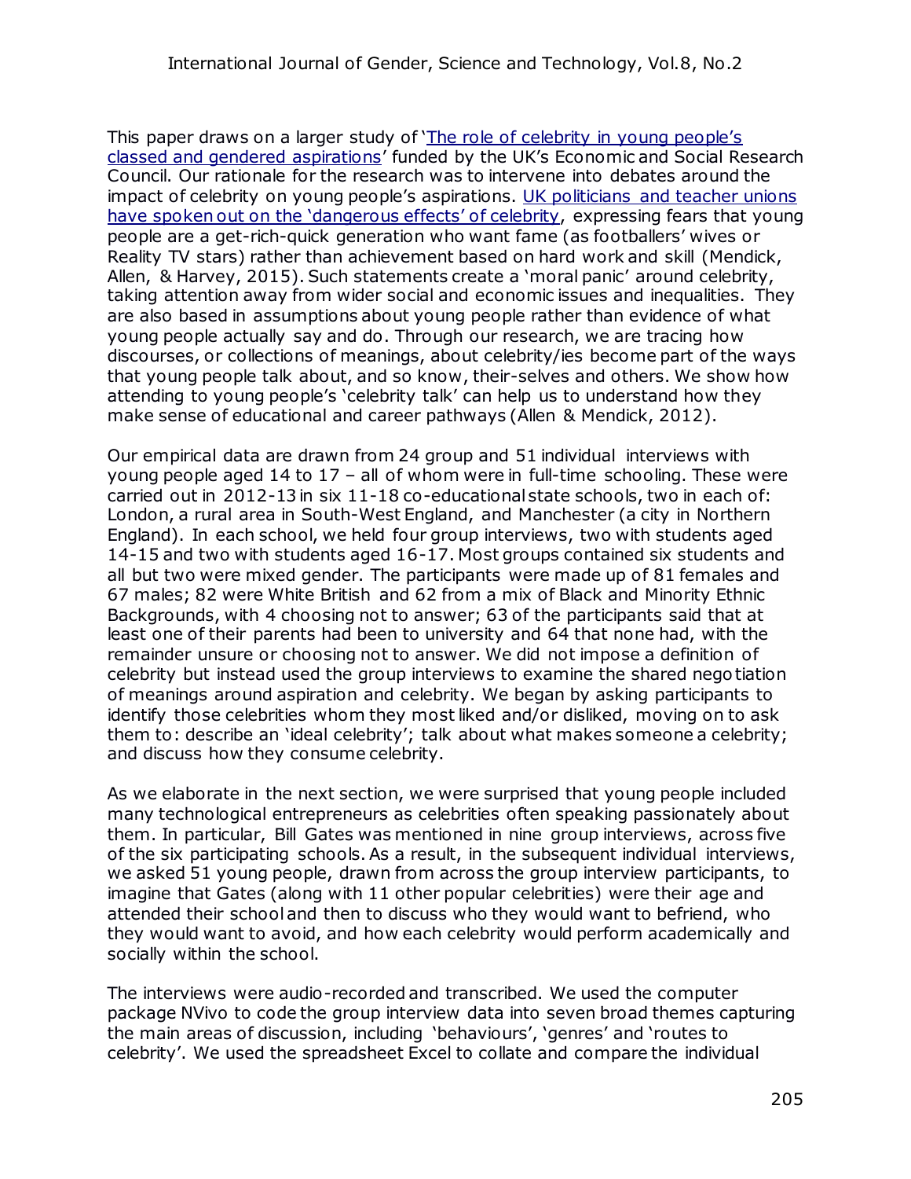This paper draws on a larger study of '[The role of celebrity in young people's classed and gendered aspirations](#)' funded by the UK's Economic and Social Research Council. Our rationale for the research was to intervene into debates around the impact of celebrity on young people's aspirations. [UK politicians and teacher unions have spoken out on the 'dangerous effects' of celebrity](#), expressing fears that young people are a get-rich-quick generation who want fame (as footballers' wives or Reality TV stars) rather than achievement based on hard work and skill (Mendick, Allen, & Harvey, 2015). Such statements create a 'moral panic' around celebrity, taking attention away from wider social and economic issues and inequalities. They are also based in assumptions about young people rather than evidence of what young people actually say and do. Through our research, we are tracing how discourses, or collections of meanings, about celebrity/ies become part of the ways that young people talk about, and so know, their-selves and others. We show how attending to young people's 'celebrity talk' can help us to understand how they make sense of educational and career pathways (Allen & Mendick, 2012).

Our empirical data are drawn from 24 group and 51 individual interviews with young people aged 14 to 17 – all of whom were in full-time schooling. These were carried out in 2012-13 in six 11-18 co-educational state schools, two in each of: London, a rural area in South-West England, and Manchester (a city in Northern England). In each school, we held four group interviews, two with students aged 14-15 and two with students aged 16-17. Most groups contained six students and all but two were mixed gender. The participants were made up of 81 females and 67 males; 82 were White British and 62 from a mix of Black and Minority Ethnic Backgrounds, with 4 choosing not to answer; 63 of the participants said that at least one of their parents had been to university and 64 that none had, with the remainder unsure or choosing not to answer. We did not impose a definition of celebrity but instead used the group interviews to examine the shared negotiation of meanings around aspiration and celebrity. We began by asking participants to identify those celebrities whom they most liked and/or disliked, moving on to ask them to: describe an 'ideal celebrity'; talk about what makes someone a celebrity; and discuss how they consume celebrity.

As we elaborate in the next section, we were surprised that young people included many technological entrepreneurs as celebrities often speaking passionately about them. In particular, Bill Gates was mentioned in nine group interviews, across five of the six participating schools. As a result, in the subsequent individual interviews, we asked 51 young people, drawn from across the group interview participants, to imagine that Gates (along with 11 other popular celebrities) were their age and attended their school and then to discuss who they would want to befriend, who they would want to avoid, and how each celebrity would perform academically and socially within the school.

The interviews were audio-recorded and transcribed. We used the computer package NVivo to code the group interview data into seven broad themes capturing the main areas of discussion, including 'behaviours', 'genres' and 'routes to celebrity'. We used the spreadsheet Excel to collate and compare the individual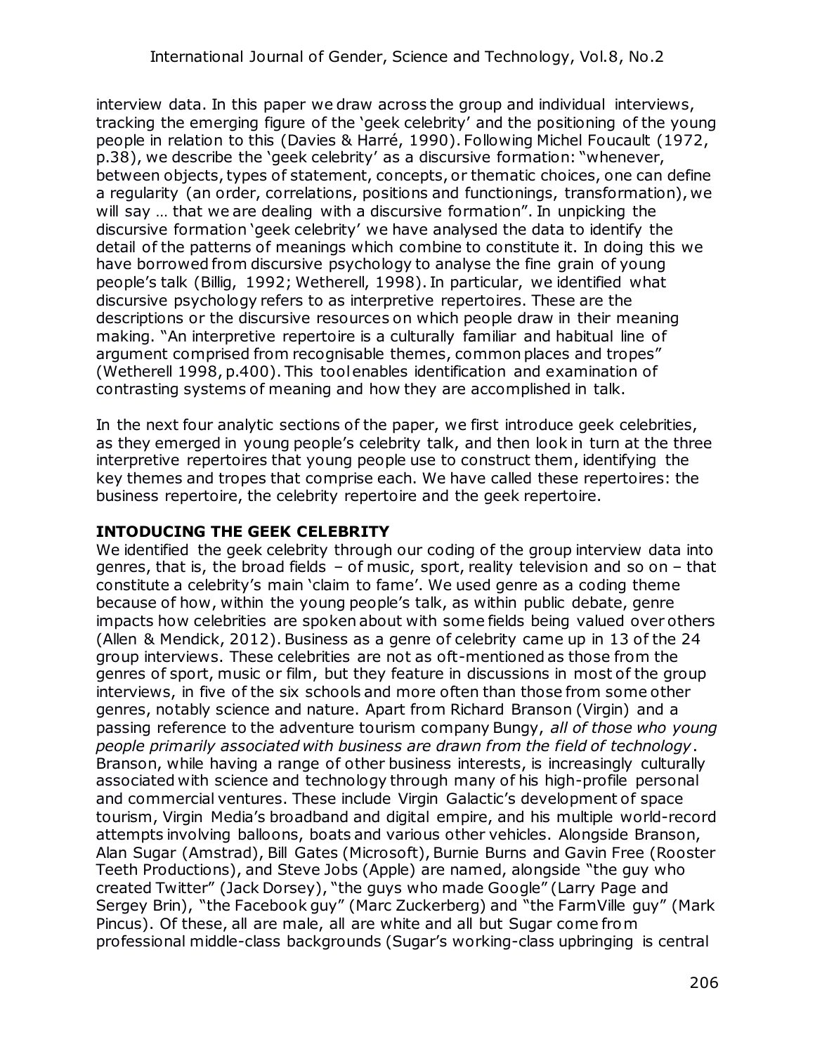interview data. In this paper we draw across the group and individual interviews, tracking the emerging figure of the 'geek celebrity' and the positioning of the young people in relation to this (Davies & Harré, 1990). Following Michel Foucault (1972, p.38), we describe the 'geek celebrity' as a discursive formation: "whenever, between objects, types of statement, concepts, or thematic choices, one can define a regularity (an order, correlations, positions and functionings, transformation), we will say … that we are dealing with a discursive formation". In unpicking the discursive formation 'geek celebrity' we have analysed the data to identify the detail of the patterns of meanings which combine to constitute it. In doing this we have borrowed from discursive psychology to analyse the fine grain of young people's talk (Billig, 1992; Wetherell, 1998). In particular, we identified what discursive psychology refers to as interpretive repertoires. These are the descriptions or the discursive resources on which people draw in their meaning making. "An interpretive repertoire is a culturally familiar and habitual line of argument comprised from recognisable themes, common places and tropes" (Wetherell 1998, p.400). This tool enables identification and examination of contrasting systems of meaning and how they are accomplished in talk.

In the next four analytic sections of the paper, we first introduce geek celebrities, as they emerged in young people's celebrity talk, and then look in turn at the three interpretive repertoires that young people use to construct them, identifying the key themes and tropes that comprise each. We have called these repertoires: the business repertoire, the celebrity repertoire and the geek repertoire.

## INTODUCING THE GEEK CELEBRITY

We identified the geek celebrity through our coding of the group interview data into genres, that is, the broad fields – of music, sport, reality television and so on – that constitute a celebrity's main 'claim to fame'. We used genre as a coding theme because of how, within the young people's talk, as within public debate, genre impacts how celebrities are spoken about with some fields being valued over others (Allen & Mendick, 2012). Business as a genre of celebrity came up in 13 of the 24 group interviews. These celebrities are not as oft-mentioned as those from the genres of sport, music or film, but they feature in discussions in most of the group interviews, in five of the six schools and more often than those from some other genres, notably science and nature. Apart from Richard Branson (Virgin) and a passing reference to the adventure tourism company Bungy, *all of those who young people primarily associated with business are drawn from the field of technology*. Branson, while having a range of other business interests, is increasingly culturally associated with science and technology through many of his high-profile personal and commercial ventures. These include Virgin Galactic's development of space tourism, Virgin Media's broadband and digital empire, and his multiple world-record attempts involving balloons, boats and various other vehicles. Alongside Branson, Alan Sugar (Amstrad), Bill Gates (Microsoft), Burnie Burns and Gavin Free (Rooster Teeth Productions), and Steve Jobs (Apple) are named, alongside "the guy who created Twitter" (Jack Dorsey), "the guys who made Google" (Larry Page and Sergey Brin), "the Facebook guy" (Marc Zuckerberg) and "the FarmVille guy" (Mark Pincus). Of these, all are male, all are white and all but Sugar come from professional middle-class backgrounds (Sugar's working-class upbringing is central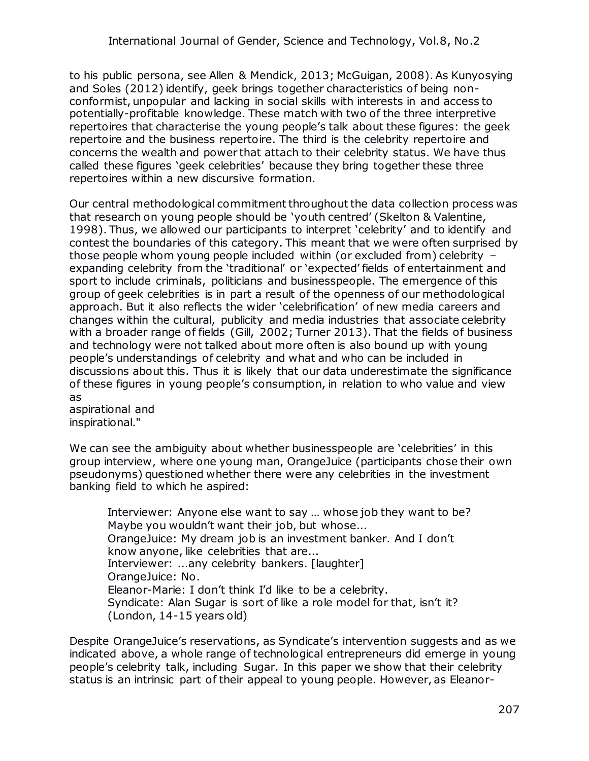to his public persona, see Allen & Mendick, 2013; McGuigan, 2008). As Kunyosying and Soles (2012) identify, geek brings together characteristics of being non-conformist, unpopular and lacking in social skills with interests in and access to potentially-profitable knowledge. These match with two of the three interpretive repertoires that characterise the young people's talk about these figures: the geek repertoire and the business repertoire. The third is the celebrity repertoire and concerns the wealth and power that attach to their celebrity status. We have thus called these figures 'geek celebrities' because they bring together these three repertoires within a new discursive formation.

Our central methodological commitment throughout the data collection process was that research on young people should be 'youth centred' (Skelton & Valentine, 1998). Thus, we allowed our participants to interpret 'celebrity' and to identify and contest the boundaries of this category. This meant that we were often surprised by those people whom young people included within (or excluded from) celebrity – expanding celebrity from the 'traditional' or 'expected' fields of entertainment and sport to include criminals, politicians and businesspeople. The emergence of this group of geek celebrities is in part a result of the openness of our methodological approach. But it also reflects the wider 'celebrification' of new media careers and changes within the cultural, publicity and media industries that associate celebrity with a broader range of fields (Gill, 2002; Turner 2013). That the fields of business and technology were not talked about more often is also bound up with young people's understandings of celebrity and what and who can be included in discussions about this. Thus it is likely that our data underestimate the significance of these figures in young people's consumption, in relation to who value and view as
aspirational and
inspirational."

We can see the ambiguity about whether businesspeople are 'celebrities' in this group interview, where one young man, OrangeJuice (participants chose their own pseudonyms) questioned whether there were any celebrities in the investment banking field to which he aspired:

> Interviewer: Anyone else want to say … whose job they want to be? Maybe you wouldn't want their job, but whose...
> OrangeJuice: My dream job is an investment banker. And I don't know anyone, like celebrities that are...
> Interviewer: ...any celebrity bankers. [laughter]
> OrangeJuice: No.
> Eleanor-Marie: I don't think I'd like to be a celebrity.
> Syndicate: Alan Sugar is sort of like a role model for that, isn't it?
> (London, 14-15 years old)

Despite OrangeJuice's reservations, as Syndicate's intervention suggests and as we indicated above, a whole range of technological entrepreneurs did emerge in young people's celebrity talk, including Sugar. In this paper we show that their celebrity status is an intrinsic part of their appeal to young people. However, as Eleanor-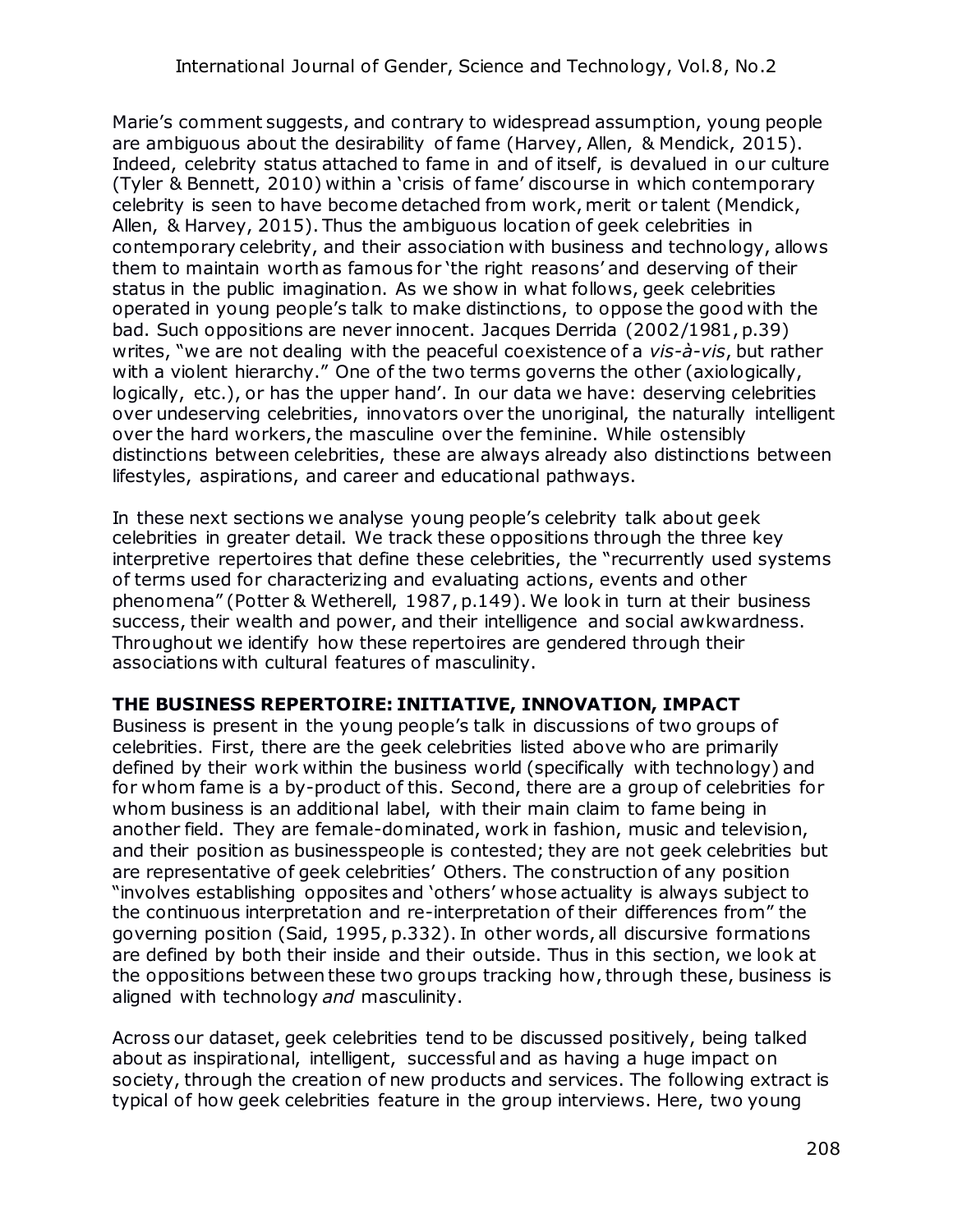Marie's comment suggests, and contrary to widespread assumption, young people are ambiguous about the desirability of fame (Harvey, Allen, & Mendick, 2015). Indeed, celebrity status attached to fame in and of itself, is devalued in our culture (Tyler & Bennett, 2010) within a 'crisis of fame' discourse in which contemporary celebrity is seen to have become detached from work, merit or talent (Mendick, Allen, & Harvey, 2015). Thus the ambiguous location of geek celebrities in contemporary celebrity, and their association with business and technology, allows them to maintain worth as famous for 'the right reasons' and deserving of their status in the public imagination. As we show in what follows, geek celebrities operated in young people's talk to make distinctions, to oppose the good with the bad. Such oppositions are never innocent. Jacques Derrida (2002/1981, p.39) writes, "we are not dealing with the peaceful coexistence of a *vis-à-vis*, but rather with a violent hierarchy." One of the two terms governs the other (axiologically, logically, etc.), or has the upper hand'. In our data we have: deserving celebrities over undeserving celebrities, innovators over the unoriginal, the naturally intelligent over the hard workers, the masculine over the feminine. While ostensibly distinctions between celebrities, these are always already also distinctions between lifestyles, aspirations, and career and educational pathways.

In these next sections we analyse young people's celebrity talk about geek celebrities in greater detail. We track these oppositions through the three key interpretive repertoires that define these celebrities, the "recurrently used systems of terms used for characterizing and evaluating actions, events and other phenomena" (Potter & Wetherell, 1987, p.149). We look in turn at their business success, their wealth and power, and their intelligence and social awkwardness. Throughout we identify how these repertoires are gendered through their associations with cultural features of masculinity.

## THE BUSINESS REPERTOIRE: INITIATIVE, INNOVATION, IMPACT

Business is present in the young people's talk in discussions of two groups of celebrities. First, there are the geek celebrities listed above who are primarily defined by their work within the business world (specifically with technology) and for whom fame is a by-product of this. Second, there are a group of celebrities for whom business is an additional label, with their main claim to fame being in another field. They are female-dominated, work in fashion, music and television, and their position as businesspeople is contested; they are not geek celebrities but are representative of geek celebrities' Others. The construction of any position "involves establishing opposites and 'others' whose actuality is always subject to the continuous interpretation and re-interpretation of their differences from" the governing position (Said, 1995, p.332). In other words, all discursive formations are defined by both their inside and their outside. Thus in this section, we look at the oppositions between these two groups tracking how, through these, business is aligned with technology *and* masculinity.

Across our dataset, geek celebrities tend to be discussed positively, being talked about as inspirational, intelligent, successful and as having a huge impact on society, through the creation of new products and services. The following extract is typical of how geek celebrities feature in the group interviews. Here, two young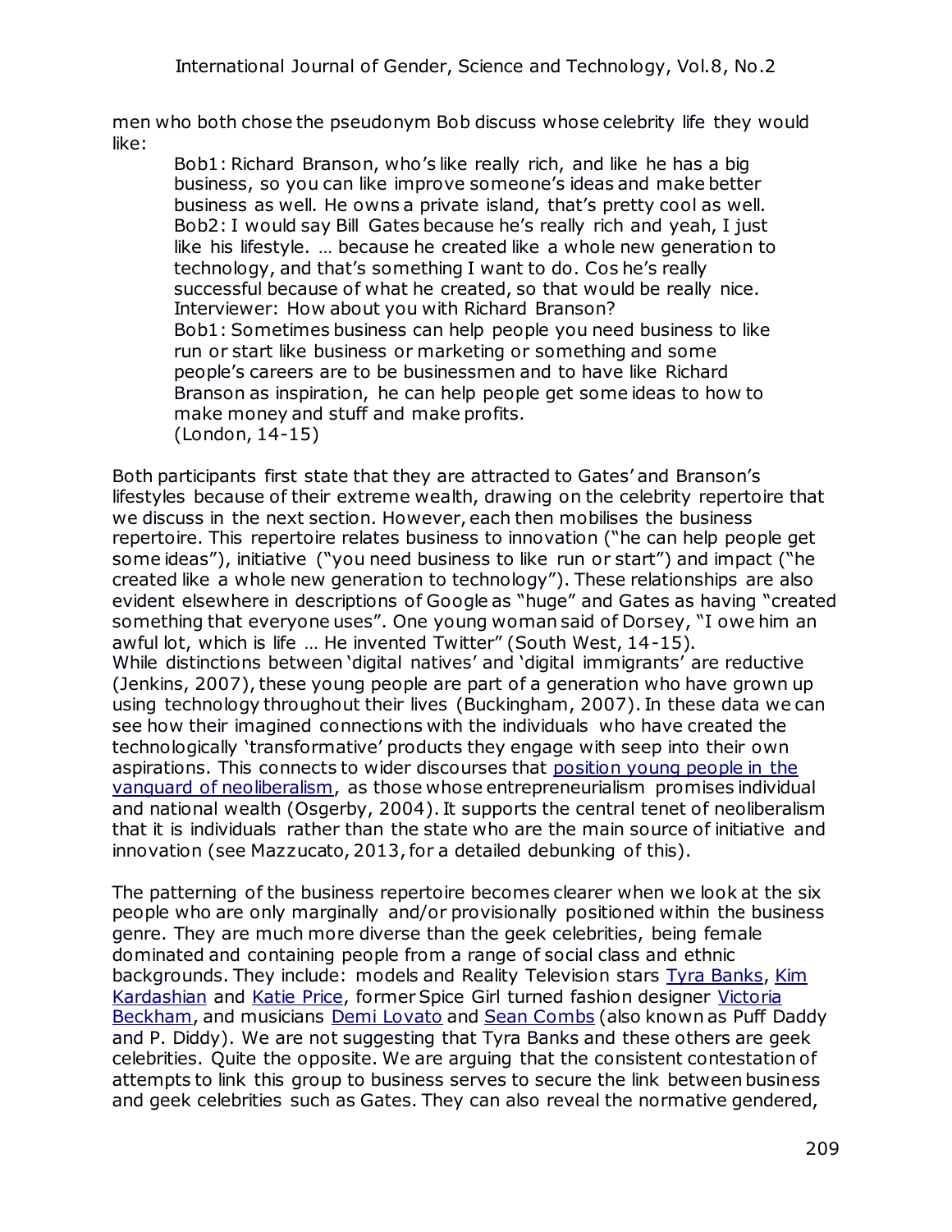men who both chose the pseudonym Bob discuss whose celebrity life they would like:

> Bob1: Richard Branson, who's like really rich, and like he has a big business, so you can like improve someone's ideas and make better business as well. He owns a private island, that's pretty cool as well.
> Bob2: I would say Bill Gates because he's really rich and yeah, I just like his lifestyle. … because he created like a whole new generation to technology, and that's something I want to do. Cos he's really successful because of what he created, so that would be really nice.
> Interviewer: How about you with Richard Branson?
> Bob1: Sometimes business can help people you need business to like run or start like business or marketing or something and some people's careers are to be businessmen and to have like Richard Branson as inspiration, he can help people get some ideas to how to make money and stuff and make profits.
> (London, 14-15)

Both participants first state that they are attracted to Gates' and Branson's lifestyles because of their extreme wealth, drawing on the celebrity repertoire that we discuss in the next section. However, each then mobilises the business repertoire. This repertoire relates business to innovation ("he can help people get some ideas"), initiative ("you need business to like run or start") and impact ("he created like a whole new generation to technology"). These relationships are also evident elsewhere in descriptions of Google as "huge" and Gates as having "created something that everyone uses". One young woman said of Dorsey, "I owe him an awful lot, which is life … He invented Twitter" (South West, 14-15).
While distinctions between 'digital natives' and 'digital immigrants' are reductive (Jenkins, 2007), these young people are part of a generation who have grown up using technology throughout their lives (Buckingham, 2007). In these data we can see how their imagined connections with the individuals who have created the technologically 'transformative' products they engage with seep into their own aspirations. This connects to wider discourses that position young people in the vanguard of neoliberalism, as those whose entrepreneurialism promises individual and national wealth (Osgerby, 2004). It supports the central tenet of neoliberalism that it is individuals rather than the state who are the main source of initiative and innovation (see Mazzucato, 2013, for a detailed debunking of this).

The patterning of the business repertoire becomes clearer when we look at the six people who are only marginally and/or provisionally positioned within the business genre. They are much more diverse than the geek celebrities, being female dominated and containing people from a range of social class and ethnic backgrounds. They include: models and Reality Television stars Tyra Banks, Kim Kardashian and Katie Price, former Spice Girl turned fashion designer Victoria Beckham, and musicians Demi Lovato and Sean Combs (also known as Puff Daddy and P. Diddy). We are not suggesting that Tyra Banks and these others are geek celebrities. Quite the opposite. We are arguing that the consistent contestation of attempts to link this group to business serves to secure the link between business and geek celebrities such as Gates. They can also reveal the normative gendered,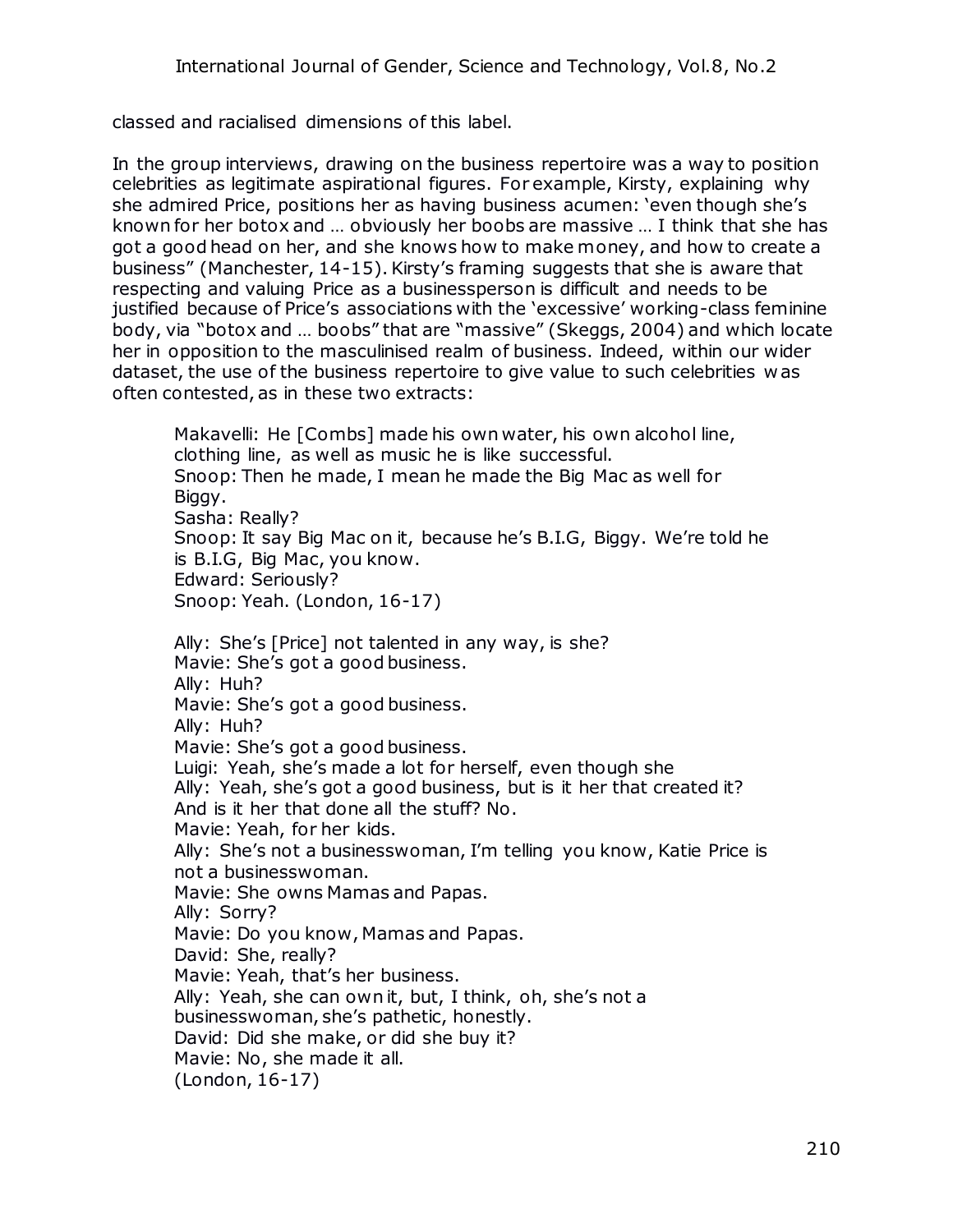classed and racialised dimensions of this label.

In the group interviews, drawing on the business repertoire was a way to position celebrities as legitimate aspirational figures. For example, Kirsty, explaining why she admired Price, positions her as having business acumen: 'even though she's known for her botox and … obviously her boobs are massive … I think that she has got a good head on her, and she knows how to make money, and how to create a business" (Manchester, 14-15). Kirsty's framing suggests that she is aware that respecting and valuing Price as a businessperson is difficult and needs to be justified because of Price's associations with the 'excessive' working-class feminine body, via "botox and … boobs" that are "massive" (Skeggs, 2004) and which locate her in opposition to the masculinised realm of business. Indeed, within our wider dataset, the use of the business repertoire to give value to such celebrities was often contested, as in these two extracts:

> Makavelli: He [Combs] made his own water, his own alcohol line, clothing line, as well as music he is like successful.
> Snoop: Then he made, I mean he made the Big Mac as well for Biggy.
> Sasha: Really?
> Snoop: It say Big Mac on it, because he's B.I.G, Biggy. We're told he is B.I.G, Big Mac, you know.
> Edward: Seriously?
> Snoop: Yeah. (London, 16-17)
>
> Ally: She's [Price] not talented in any way, is she?
> Mavie: She's got a good business.
> Ally: Huh?
> Mavie: She's got a good business.
> Ally: Huh?
> Mavie: She's got a good business.
> Luigi: Yeah, she's made a lot for herself, even though she
> Ally: Yeah, she's got a good business, but is it her that created it? And is it her that done all the stuff? No.
> Mavie: Yeah, for her kids.
> Ally: She's not a businesswoman, I'm telling you know, Katie Price is not a businesswoman.
> Mavie: She owns Mamas and Papas.
> Ally: Sorry?
> Mavie: Do you know, Mamas and Papas.
> David: She, really?
> Mavie: Yeah, that's her business.
> Ally: Yeah, she can own it, but, I think, oh, she's not a businesswoman, she's pathetic, honestly.
> David: Did she make, or did she buy it?
> Mavie: No, she made it all.
> (London, 16-17)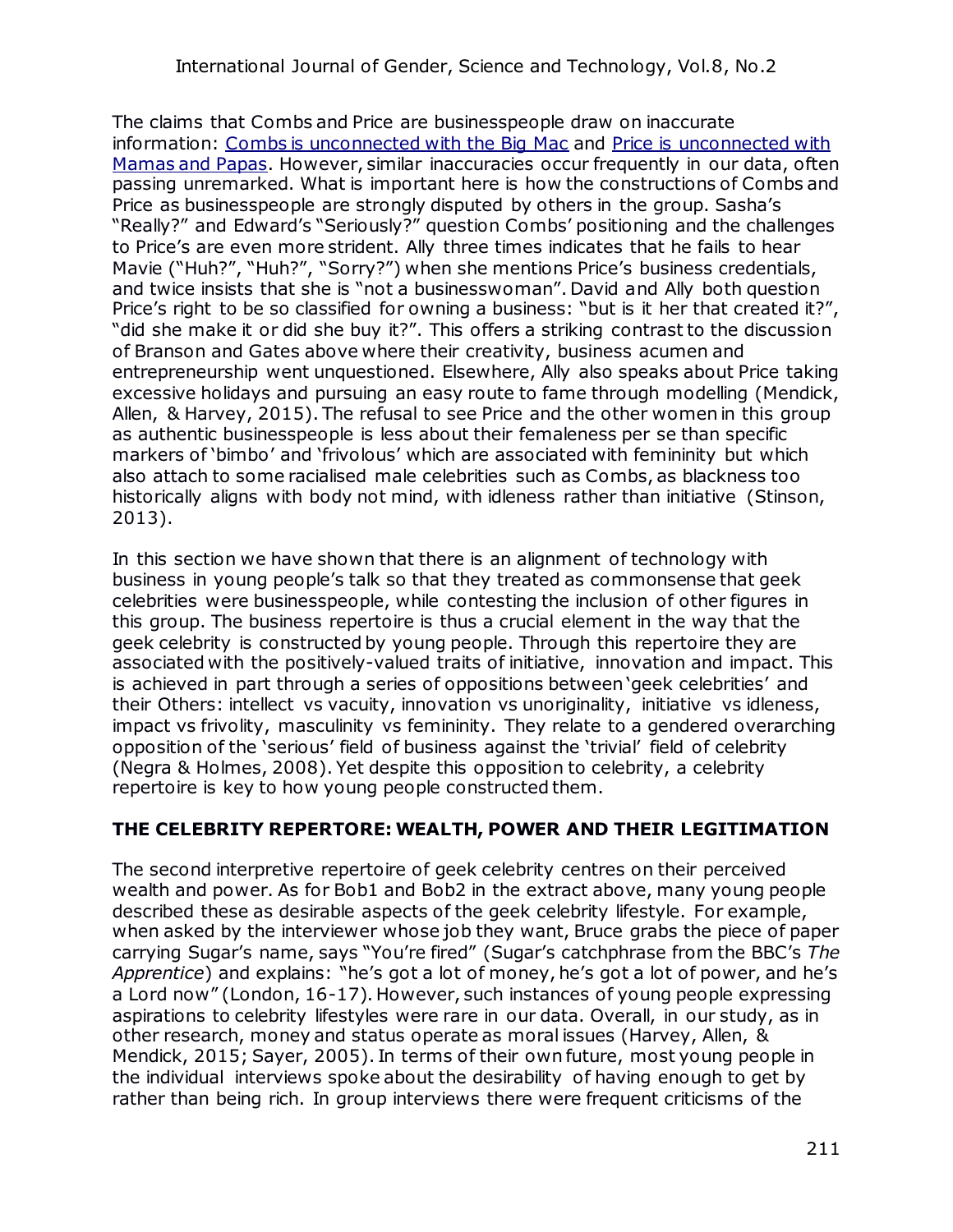The claims that Combs and Price are businesspeople draw on inaccurate information: [Combs is unconnected with the Big Mac] and [Price is unconnected with Mamas and Papas]. However, similar inaccuracies occur frequently in our data, often passing unremarked. What is important here is how the constructions of Combs and Price as businesspeople are strongly disputed by others in the group. Sasha's "Really?" and Edward's "Seriously?" question Combs' positioning and the challenges to Price's are even more strident. Ally three times indicates that he fails to hear Mavie ("Huh?", "Huh?", "Sorry?") when she mentions Price's business credentials, and twice insists that she is "not a businesswoman". David and Ally both question Price's right to be so classified for owning a business: "but is it her that created it?", "did she make it or did she buy it?". This offers a striking contrast to the discussion of Branson and Gates above where their creativity, business acumen and entrepreneurship went unquestioned. Elsewhere, Ally also speaks about Price taking excessive holidays and pursuing an easy route to fame through modelling (Mendick, Allen, & Harvey, 2015). The refusal to see Price and the other women in this group as authentic businesspeople is less about their femaleness per se than specific markers of 'bimbo' and 'frivolous' which are associated with femininity but which also attach to some racialised male celebrities such as Combs, as blackness too historically aligns with body not mind, with idleness rather than initiative (Stinson, 2013).

In this section we have shown that there is an alignment of technology with business in young people's talk so that they treated as commonsense that geek celebrities were businesspeople, while contesting the inclusion of other figures in this group. The business repertoire is thus a crucial element in the way that the geek celebrity is constructed by young people. Through this repertoire they are associated with the positively-valued traits of initiative, innovation and impact. This is achieved in part through a series of oppositions between 'geek celebrities' and their Others: intellect vs vacuity, innovation vs unoriginality, initiative vs idleness, impact vs frivolity, masculinity vs femininity. They relate to a gendered overarching opposition of the 'serious' field of business against the 'trivial' field of celebrity (Negra & Holmes, 2008). Yet despite this opposition to celebrity, a celebrity repertoire is key to how young people constructed them.

## THE CELEBRITY REPERTORE: WEALTH, POWER AND THEIR LEGITIMATION

The second interpretive repertoire of geek celebrity centres on their perceived wealth and power. As for Bob1 and Bob2 in the extract above, many young people described these as desirable aspects of the geek celebrity lifestyle. For example, when asked by the interviewer whose job they want, Bruce grabs the piece of paper carrying Sugar's name, says "You're fired" (Sugar's catchphrase from the BBC's *The Apprentice*) and explains: "he's got a lot of money, he's got a lot of power, and he's a Lord now" (London, 16-17). However, such instances of young people expressing aspirations to celebrity lifestyles were rare in our data. Overall, in our study, as in other research, money and status operate as moral issues (Harvey, Allen, & Mendick, 2015; Sayer, 2005). In terms of their own future, most young people in the individual interviews spoke about the desirability of having enough to get by rather than being rich. In group interviews there were frequent criticisms of the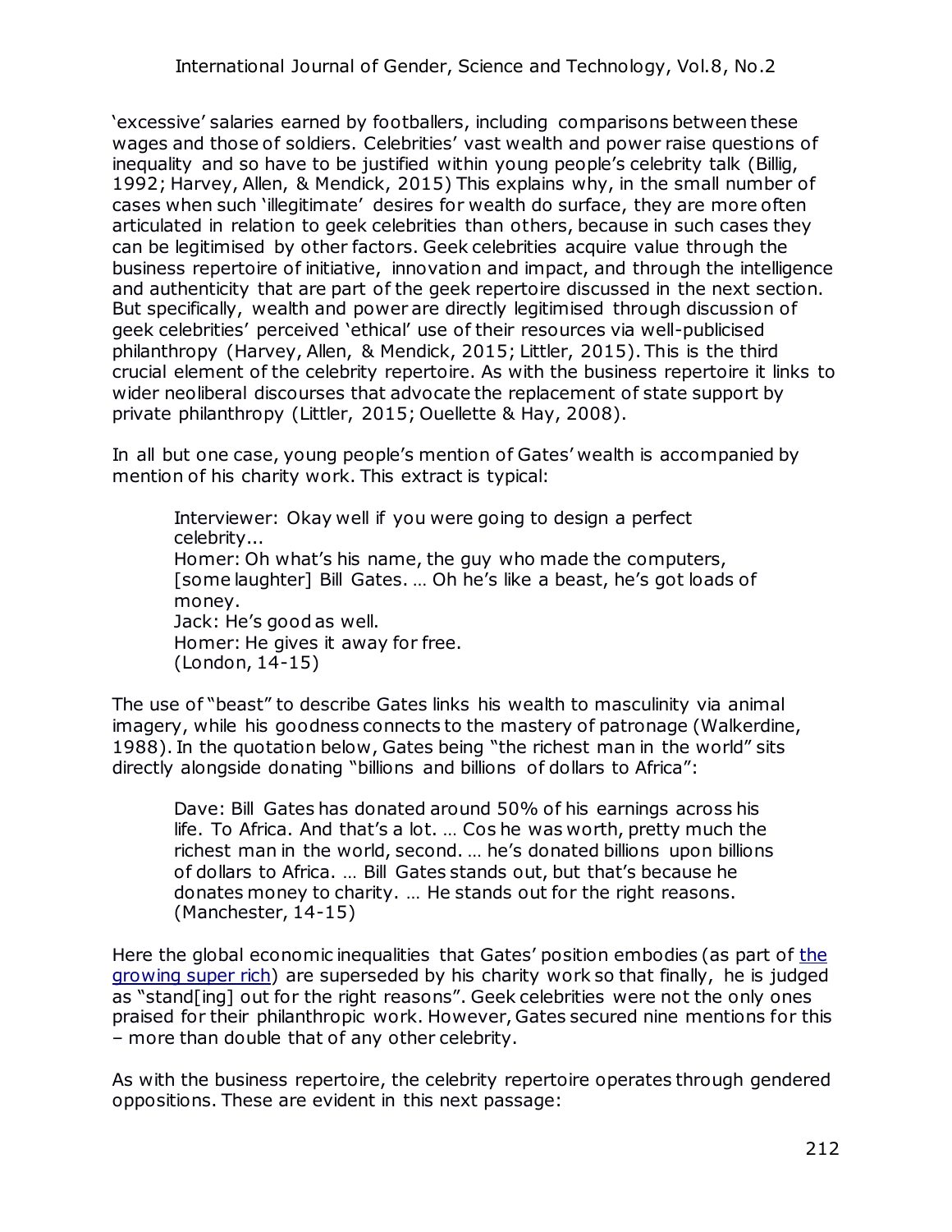'excessive' salaries earned by footballers, including comparisons between these wages and those of soldiers. Celebrities' vast wealth and power raise questions of inequality and so have to be justified within young people's celebrity talk (Billig, 1992; Harvey, Allen, & Mendick, 2015) This explains why, in the small number of cases when such 'illegitimate' desires for wealth do surface, they are more often articulated in relation to geek celebrities than others, because in such cases they can be legitimised by other factors. Geek celebrities acquire value through the business repertoire of initiative, innovation and impact, and through the intelligence and authenticity that are part of the geek repertoire discussed in the next section. But specifically, wealth and power are directly legitimised through discussion of geek celebrities' perceived 'ethical' use of their resources via well-publicised philanthropy (Harvey, Allen, & Mendick, 2015; Littler, 2015). This is the third crucial element of the celebrity repertoire. As with the business repertoire it links to wider neoliberal discourses that advocate the replacement of state support by private philanthropy (Littler, 2015; Ouellette & Hay, 2008).

In all but one case, young people's mention of Gates' wealth is accompanied by mention of his charity work. This extract is typical:

> Interviewer: Okay well if you were going to design a perfect celebrity...
> Homer: Oh what's his name, the guy who made the computers, [some laughter] Bill Gates. … Oh he's like a beast, he's got loads of money.
> Jack: He's good as well.
> Homer: He gives it away for free.
> (London, 14-15)

The use of "beast" to describe Gates links his wealth to masculinity via animal imagery, while his goodness connects to the mastery of patronage (Walkerdine, 1988). In the quotation below, Gates being "the richest man in the world" sits directly alongside donating "billions and billions of dollars to Africa":

> Dave: Bill Gates has donated around 50% of his earnings across his life. To Africa. And that's a lot. … Cos he was worth, pretty much the richest man in the world, second. … he's donated billions upon billions of dollars to Africa. … Bill Gates stands out, but that's because he donates money to charity. … He stands out for the right reasons.
> (Manchester, 14-15)

Here the global economic inequalities that Gates' position embodies (as part of the growing super rich) are superseded by his charity work so that finally, he is judged as "stand[ing] out for the right reasons". Geek celebrities were not the only ones praised for their philanthropic work. However, Gates secured nine mentions for this – more than double that of any other celebrity.

As with the business repertoire, the celebrity repertoire operates through gendered oppositions. These are evident in this next passage: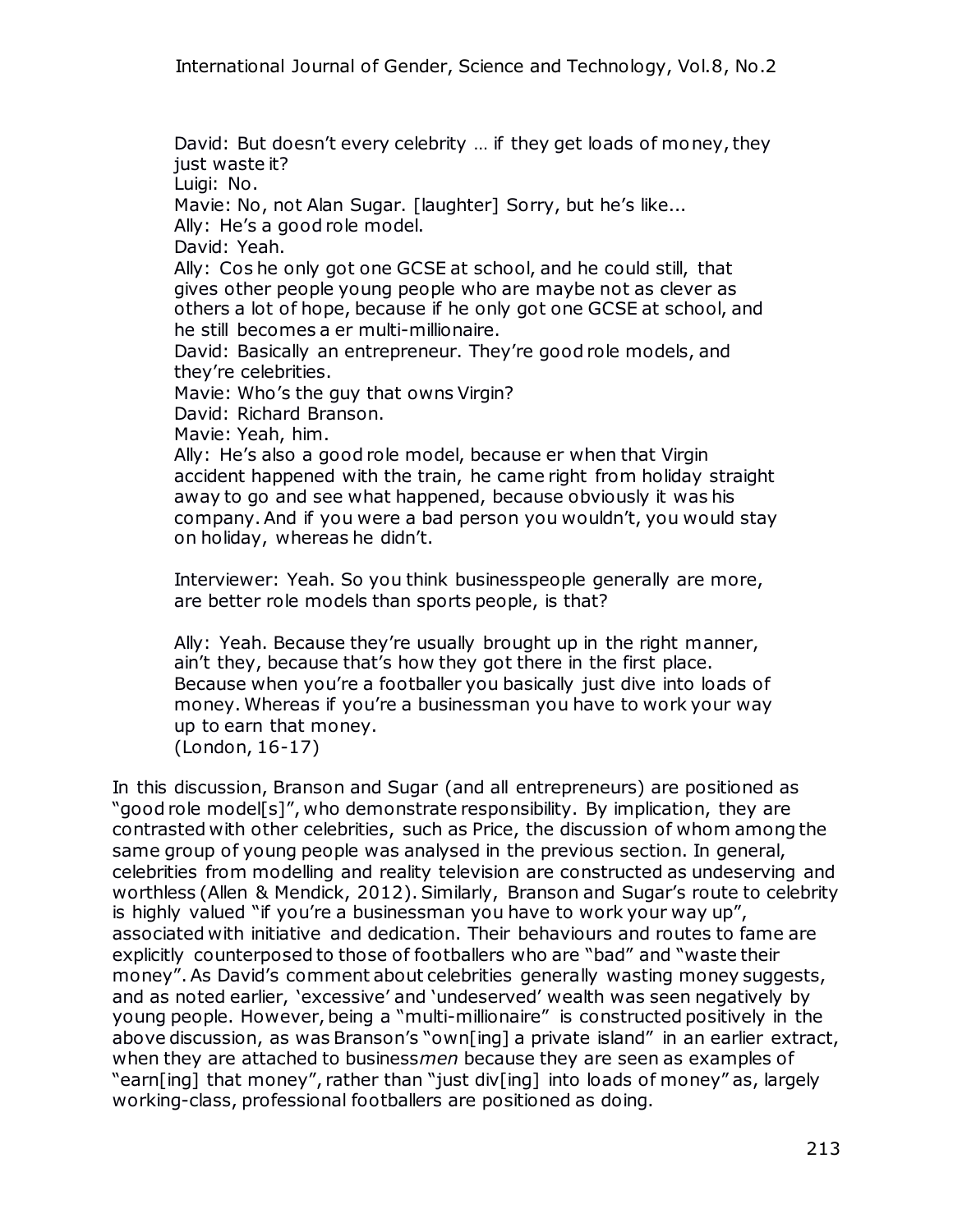David: But doesn't every celebrity … if they get loads of money, they just waste it?
Luigi: No.
Mavie: No, not Alan Sugar. [laughter] Sorry, but he's like...
Ally: He's a good role model.
David: Yeah.
Ally: Cos he only got one GCSE at school, and he could still, that gives other people young people who are maybe not as clever as others a lot of hope, because if he only got one GCSE at school, and he still becomes a er multi-millionaire.
David: Basically an entrepreneur. They're good role models, and they're celebrities.
Mavie: Who's the guy that owns Virgin?
David: Richard Branson.
Mavie: Yeah, him.
Ally: He's also a good role model, because er when that Virgin accident happened with the train, he came right from holiday straight away to go and see what happened, because obviously it was his company. And if you were a bad person you wouldn't, you would stay on holiday, whereas he didn't.

Interviewer: Yeah. So you think businesspeople generally are more, are better role models than sports people, is that?

Ally: Yeah. Because they're usually brought up in the right manner, ain't they, because that's how they got there in the first place. Because when you're a footballer you basically just dive into loads of money. Whereas if you're a businessman you have to work your way up to earn that money.
(London, 16-17)

In this discussion, Branson and Sugar (and all entrepreneurs) are positioned as "good role model[s]", who demonstrate responsibility. By implication, they are contrasted with other celebrities, such as Price, the discussion of whom among the same group of young people was analysed in the previous section. In general, celebrities from modelling and reality television are constructed as undeserving and worthless (Allen & Mendick, 2012). Similarly, Branson and Sugar's route to celebrity is highly valued "if you're a businessman you have to work your way up", associated with initiative and dedication. Their behaviours and routes to fame are explicitly counterposed to those of footballers who are "bad" and "waste their money". As David's comment about celebrities generally wasting money suggests, and as noted earlier, 'excessive' and 'undeserved' wealth was seen negatively by young people. However, being a "multi-millionaire" is constructed positively in the above discussion, as was Branson's "own[ing] a private island" in an earlier extract, when they are attached to business*men* because they are seen as examples of "earn[ing] that money", rather than "just div[ing] into loads of money" as, largely working-class, professional footballers are positioned as doing.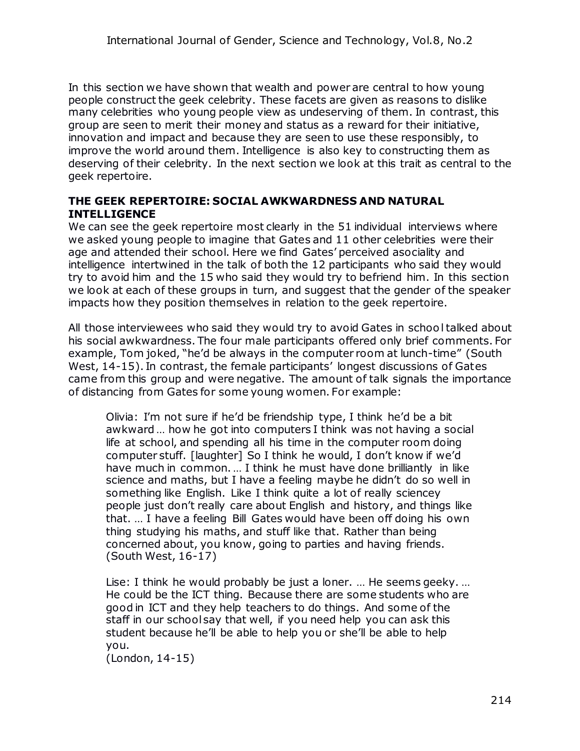In this section we have shown that wealth and power are central to how young people construct the geek celebrity. These facets are given as reasons to dislike many celebrities who young people view as undeserving of them. In contrast, this group are seen to merit their money and status as a reward for their initiative, innovation and impact and because they are seen to use these responsibly, to improve the world around them. Intelligence is also key to constructing them as deserving of their celebrity. In the next section we look at this trait as central to the geek repertoire.

## THE GEEK REPERTOIRE: SOCIAL AWKWARDNESS AND NATURAL INTELLIGENCE

We can see the geek repertoire most clearly in the 51 individual interviews where we asked young people to imagine that Gates and 11 other celebrities were their age and attended their school. Here we find Gates' perceived asociality and intelligence intertwined in the talk of both the 12 participants who said they would try to avoid him and the 15 who said they would try to befriend him. In this section we look at each of these groups in turn, and suggest that the gender of the speaker impacts how they position themselves in relation to the geek repertoire.

All those interviewees who said they would try to avoid Gates in school talked about his social awkwardness. The four male participants offered only brief comments. For example, Tom joked, "he'd be always in the computer room at lunch-time" (South West, 14-15). In contrast, the female participants' longest discussions of Gates came from this group and were negative. The amount of talk signals the importance of distancing from Gates for some young women. For example:

> Olivia: I'm not sure if he'd be friendship type, I think he'd be a bit awkward … how he got into computers I think was not having a social life at school, and spending all his time in the computer room doing computer stuff. [laughter] So I think he would, I don't know if we'd have much in common. … I think he must have done brilliantly in like science and maths, but I have a feeling maybe he didn't do so well in something like English. Like I think quite a lot of really sciencey people just don't really care about English and history, and things like that. … I have a feeling Bill Gates would have been off doing his own thing studying his maths, and stuff like that. Rather than being concerned about, you know, going to parties and having friends.
> (South West, 16-17)

> Lise: I think he would probably be just a loner. … He seems geeky. … He could be the ICT thing. Because there are some students who are good in ICT and they help teachers to do things. And some of the staff in our school say that well, if you need help you can ask this student because he'll be able to help you or she'll be able to help you.
> (London, 14-15)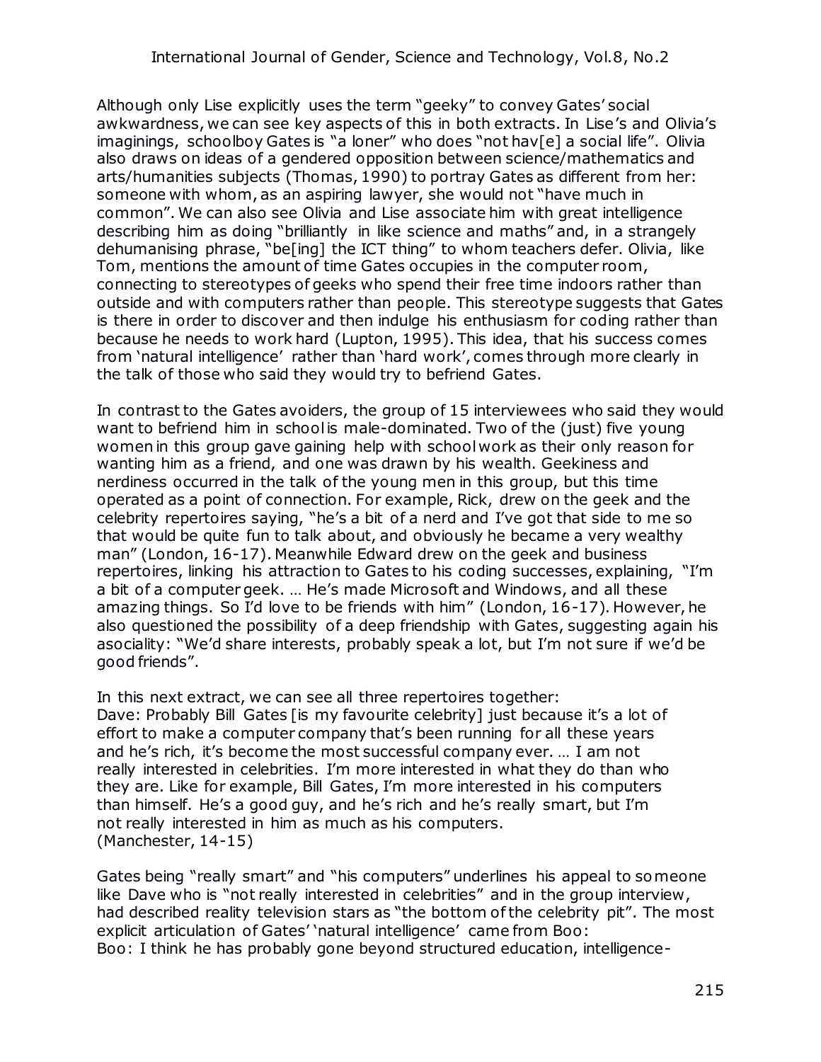Although only Lise explicitly uses the term "geeky" to convey Gates' social awkwardness, we can see key aspects of this in both extracts. In Lise's and Olivia's imaginings, schoolboy Gates is "a loner" who does "not hav[e] a social life". Olivia also draws on ideas of a gendered opposition between science/mathematics and arts/humanities subjects (Thomas, 1990) to portray Gates as different from her: someone with whom, as an aspiring lawyer, she would not "have much in common". We can also see Olivia and Lise associate him with great intelligence describing him as doing "brilliantly in like science and maths" and, in a strangely dehumanising phrase, "be[ing] the ICT thing" to whom teachers defer. Olivia, like Tom, mentions the amount of time Gates occupies in the computer room, connecting to stereotypes of geeks who spend their free time indoors rather than outside and with computers rather than people. This stereotype suggests that Gates is there in order to discover and then indulge his enthusiasm for coding rather than because he needs to work hard (Lupton, 1995). This idea, that his success comes from 'natural intelligence' rather than 'hard work', comes through more clearly in the talk of those who said they would try to befriend Gates.

In contrast to the Gates avoiders, the group of 15 interviewees who said they would want to befriend him in school is male-dominated. Two of the (just) five young women in this group gave gaining help with school work as their only reason for wanting him as a friend, and one was drawn by his wealth. Geekiness and nerdiness occurred in the talk of the young men in this group, but this time operated as a point of connection. For example, Rick, drew on the geek and the celebrity repertoires saying, "he's a bit of a nerd and I've got that side to me so that would be quite fun to talk about, and obviously he became a very wealthy man" (London, 16-17). Meanwhile Edward drew on the geek and business repertoires, linking his attraction to Gates to his coding successes, explaining, "I'm a bit of a computer geek. … He's made Microsoft and Windows, and all these amazing things. So I'd love to be friends with him" (London, 16-17). However, he also questioned the possibility of a deep friendship with Gates, suggesting again his asociality: "We'd share interests, probably speak a lot, but I'm not sure if we'd be good friends".

In this next extract, we can see all three repertoires together:

Dave: Probably Bill Gates [is my favourite celebrity] just because it's a lot of effort to make a computer company that's been running for all these years and he's rich, it's become the most successful company ever. … I am not really interested in celebrities. I'm more interested in what they do than who they are. Like for example, Bill Gates, I'm more interested in his computers than himself. He's a good guy, and he's rich and he's really smart, but I'm not really interested in him as much as his computers.
(Manchester, 14-15)

Gates being "really smart" and "his computers" underlines his appeal to someone like Dave who is "not really interested in celebrities" and in the group interview, had described reality television stars as "the bottom of the celebrity pit". The most explicit articulation of Gates' 'natural intelligence' came from Boo:

Boo: I think he has probably gone beyond structured education, intelligence-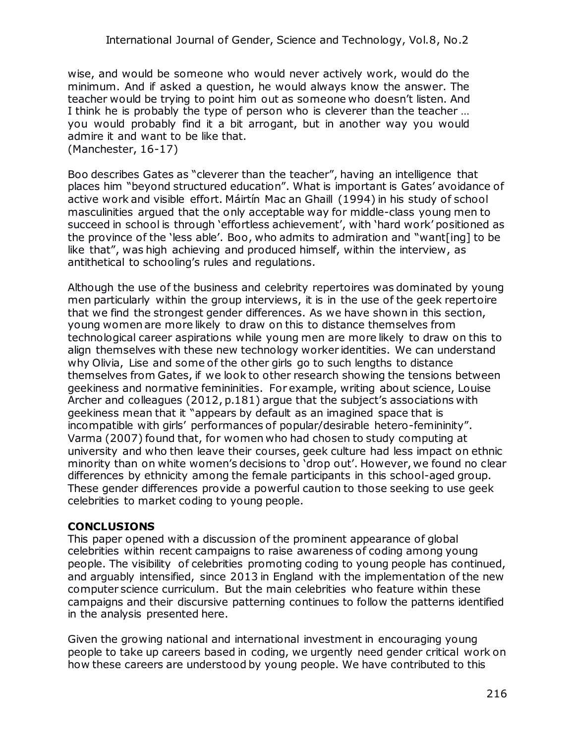wise, and would be someone who would never actively work, would do the minimum. And if asked a question, he would always know the answer. The teacher would be trying to point him out as someone who doesn't listen. And I think he is probably the type of person who is cleverer than the teacher … you would probably find it a bit arrogant, but in another way you would admire it and want to be like that.
(Manchester, 16-17)

Boo describes Gates as "cleverer than the teacher", having an intelligence that places him "beyond structured education". What is important is Gates' avoidance of active work and visible effort. Máirtín Mac an Ghaill (1994) in his study of school masculinities argued that the only acceptable way for middle-class young men to succeed in school is through 'effortless achievement', with 'hard work' positioned as the province of the 'less able'. Boo, who admits to admiration and "want[ing] to be like that", was high achieving and produced himself, within the interview, as antithetical to schooling's rules and regulations.

Although the use of the business and celebrity repertoires was dominated by young men particularly within the group interviews, it is in the use of the geek repertoire that we find the strongest gender differences. As we have shown in this section, young women are more likely to draw on this to distance themselves from technological career aspirations while young men are more likely to draw on this to align themselves with these new technology worker identities. We can understand why Olivia, Lise and some of the other girls go to such lengths to distance themselves from Gates, if we look to other research showing the tensions between geekiness and normative femininities. For example, writing about science, Louise Archer and colleagues (2012, p.181) argue that the subject's associations with geekiness mean that it "appears by default as an imagined space that is incompatible with girls' performances of popular/desirable hetero-femininity". Varma (2007) found that, for women who had chosen to study computing at university and who then leave their courses, geek culture had less impact on ethnic minority than on white women's decisions to 'drop out'. However, we found no clear differences by ethnicity among the female participants in this school-aged group. These gender differences provide a powerful caution to those seeking to use geek celebrities to market coding to young people.

## CONCLUSIONS

This paper opened with a discussion of the prominent appearance of global celebrities within recent campaigns to raise awareness of coding among young people. The visibility of celebrities promoting coding to young people has continued, and arguably intensified, since 2013 in England with the implementation of the new computer science curriculum. But the main celebrities who feature within these campaigns and their discursive patterning continues to follow the patterns identified in the analysis presented here.

Given the growing national and international investment in encouraging young people to take up careers based in coding, we urgently need gender critical work on how these careers are understood by young people. We have contributed to this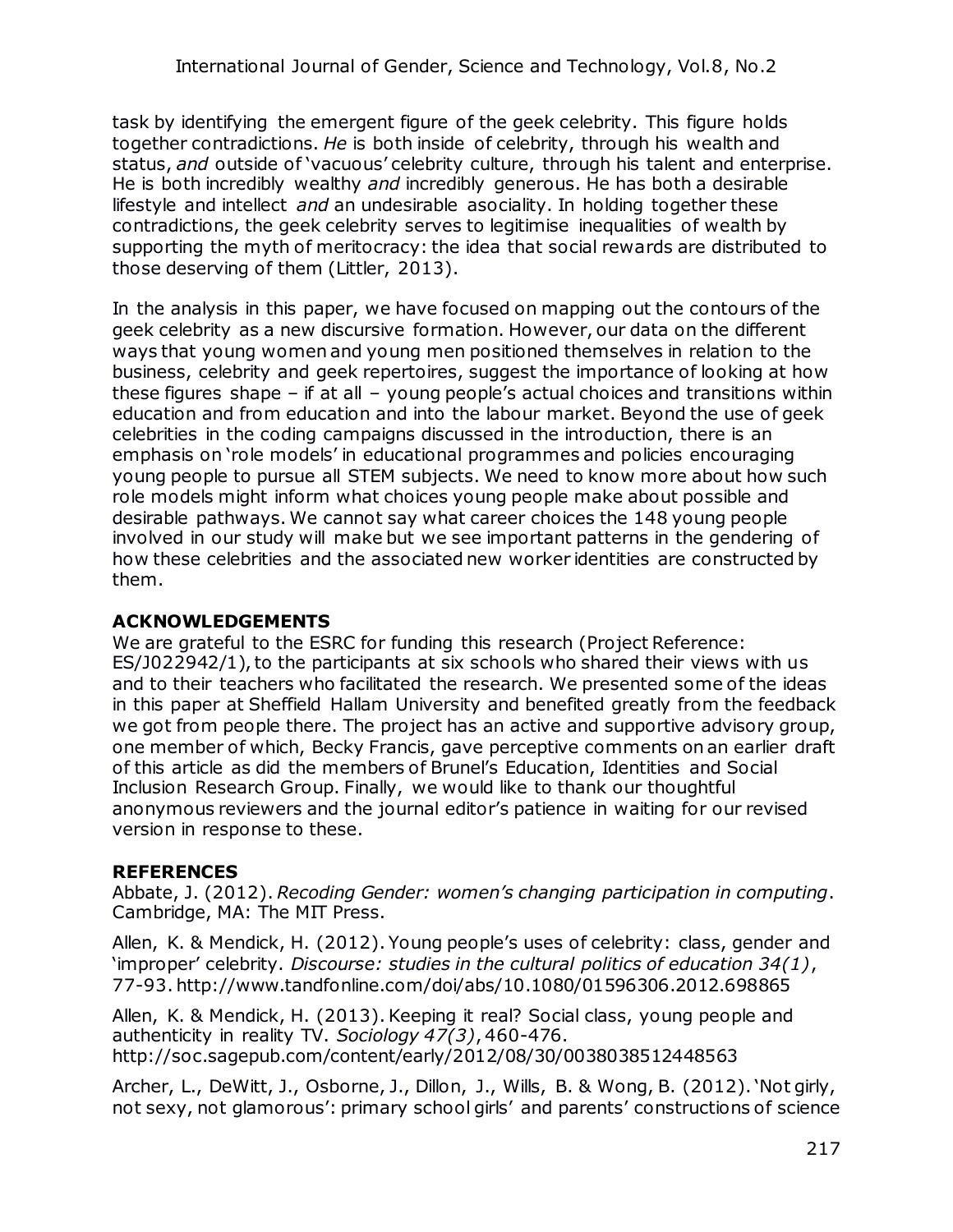task by identifying the emergent figure of the geek celebrity. This figure holds together contradictions. *He* is both inside of celebrity, through his wealth and status, *and* outside of 'vacuous' celebrity culture, through his talent and enterprise. He is both incredibly wealthy *and* incredibly generous. He has both a desirable lifestyle and intellect *and* an undesirable asociality. In holding together these contradictions, the geek celebrity serves to legitimise inequalities of wealth by supporting the myth of meritocracy: the idea that social rewards are distributed to those deserving of them (Littler, 2013).

In the analysis in this paper, we have focused on mapping out the contours of the geek celebrity as a new discursive formation. However, our data on the different ways that young women and young men positioned themselves in relation to the business, celebrity and geek repertoires, suggest the importance of looking at how these figures shape – if at all – young people's actual choices and transitions within education and from education and into the labour market. Beyond the use of geek celebrities in the coding campaigns discussed in the introduction, there is an emphasis on 'role models' in educational programmes and policies encouraging young people to pursue all STEM subjects. We need to know more about how such role models might inform what choices young people make about possible and desirable pathways. We cannot say what career choices the 148 young people involved in our study will make but we see important patterns in the gendering of how these celebrities and the associated new worker identities are constructed by them.

## ACKNOWLEDGEMENTS

We are grateful to the ESRC for funding this research (Project Reference: ES/J022942/1), to the participants at six schools who shared their views with us and to their teachers who facilitated the research. We presented some of the ideas in this paper at Sheffield Hallam University and benefited greatly from the feedback we got from people there. The project has an active and supportive advisory group, one member of which, Becky Francis, gave perceptive comments on an earlier draft of this article as did the members of Brunel's Education, Identities and Social Inclusion Research Group. Finally, we would like to thank our thoughtful anonymous reviewers and the journal editor's patience in waiting for our revised version in response to these.

## REFERENCES

Abbate, J. (2012). *Recoding Gender: women's changing participation in computing*. Cambridge, MA: The MIT Press.

Allen, K. & Mendick, H. (2012). Young people's uses of celebrity: class, gender and 'improper' celebrity. *Discourse: studies in the cultural politics of education 34(1)*, 77-93. http://www.tandfonline.com/doi/abs/10.1080/01596306.2012.698865

Allen, K. & Mendick, H. (2013). Keeping it real? Social class, young people and authenticity in reality TV. *Sociology 47(3)*, 460-476. http://soc.sagepub.com/content/early/2012/08/30/0038038512448563

Archer, L., DeWitt, J., Osborne, J., Dillon, J., Wills, B. & Wong, B. (2012). 'Not girly, not sexy, not glamorous': primary school girls' and parents' constructions of science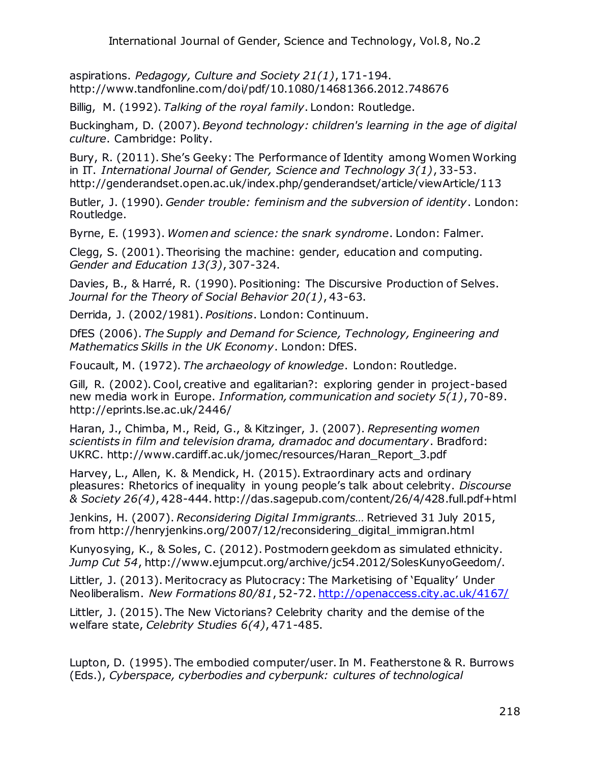aspirations. *Pedagogy, Culture and Society 21(1)*, 171-194. http://www.tandfonline.com/doi/pdf/10.1080/14681366.2012.748676

Billig, M. (1992). *Talking of the royal family*. London: Routledge.

Buckingham, D. (2007). *Beyond technology: children's learning in the age of digital culture*. Cambridge: Polity.

Bury, R. (2011). She's Geeky: The Performance of Identity among Women Working in IT. *International Journal of Gender, Science and Technology 3(1)*, 33-53. http://genderandset.open.ac.uk/index.php/genderandset/article/viewArticle/113

Butler, J. (1990). *Gender trouble: feminism and the subversion of identity*. London: Routledge.

Byrne, E. (1993). *Women and science: the snark syndrome*. London: Falmer.

Clegg, S. (2001). Theorising the machine: gender, education and computing. *Gender and Education 13(3)*, 307-324.

Davies, B., & Harré, R. (1990). Positioning: The Discursive Production of Selves. *Journal for the Theory of Social Behavior 20(1)*, 43-63.

Derrida, J. (2002/1981). *Positions*. London: Continuum.

DfES (2006). *The Supply and Demand for Science, Technology, Engineering and Mathematics Skills in the UK Economy*. London: DfES.

Foucault, M. (1972). *The archaeology of knowledge*. London: Routledge.

Gill, R. (2002). Cool, creative and egalitarian?: exploring gender in project-based new media work in Europe. *Information, communication and society 5(1)*, 70-89. http://eprints.lse.ac.uk/2446/

Haran, J., Chimba, M., Reid, G., & Kitzinger, J. (2007). *Representing women scientists in film and television drama, dramadoc and documentary*. Bradford: UKRC. http://www.cardiff.ac.uk/jomec/resources/Haran_Report_3.pdf

Harvey, L., Allen, K. & Mendick, H. (2015). Extraordinary acts and ordinary pleasures: Rhetorics of inequality in young people's talk about celebrity. *Discourse & Society 26(4)*, 428-444. http://das.sagepub.com/content/26/4/428.full.pdf+html

Jenkins, H. (2007). *Reconsidering Digital Immigrants…* Retrieved 31 July 2015, from http://henryjenkins.org/2007/12/reconsidering_digital_immigran.html

Kunyosying, K., & Soles, C. (2012). Postmodern geekdom as simulated ethnicity. *Jump Cut 54*, http://www.ejumpcut.org/archive/jc54.2012/SolesKunyoGeedom/.

Littler, J. (2013). Meritocracy as Plutocracy: The Marketising of 'Equality' Under Neoliberalism. *New Formations 80/81*, 52-72. http://openaccess.city.ac.uk/4167/

Littler, J. (2015). The New Victorians? Celebrity charity and the demise of the welfare state, *Celebrity Studies 6(4)*, 471-485.

Lupton, D. (1995). The embodied computer/user. In M. Featherstone & R. Burrows (Eds.), *Cyberspace, cyberbodies and cyberpunk: cultures of technological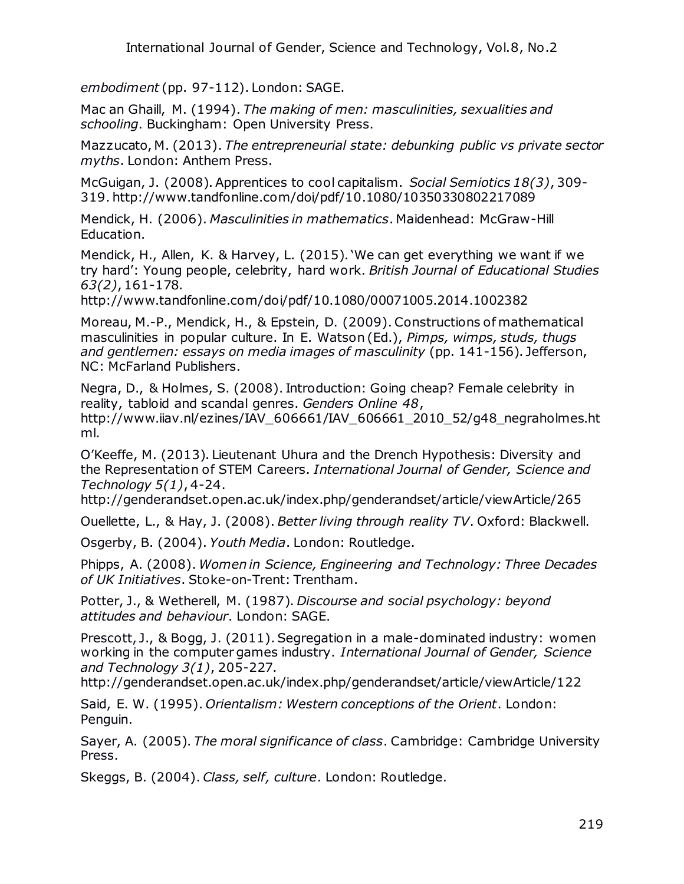*embodiment* (pp. 97-112). London: SAGE.

Mac an Ghaill, M. (1994). *The making of men: masculinities, sexualities and schooling*. Buckingham: Open University Press.

Mazzucato, M. (2013). *The entrepreneurial state: debunking public vs private sector myths*. London: Anthem Press.

McGuigan, J. (2008). Apprentices to cool capitalism. *Social Semiotics 18(3)*, 309-319. http://www.tandfonline.com/doi/pdf/10.1080/10350330802217089

Mendick, H. (2006). *Masculinities in mathematics*. Maidenhead: McGraw-Hill Education.

Mendick, H., Allen, K. & Harvey, L. (2015). 'We can get everything we want if we try hard': Young people, celebrity, hard work. *British Journal of Educational Studies 63(2)*, 161-178. http://www.tandfonline.com/doi/pdf/10.1080/00071005.2014.1002382

Moreau, M.-P., Mendick, H., & Epstein, D. (2009). Constructions of mathematical masculinities in popular culture. In E. Watson (Ed.), *Pimps, wimps, studs, thugs and gentlemen: essays on media images of masculinity* (pp. 141-156). Jefferson, NC: McFarland Publishers.

Negra, D., & Holmes, S. (2008). Introduction: Going cheap? Female celebrity in reality, tabloid and scandal genres. *Genders Online 48*, http://www.iiav.nl/ezines/IAV_606661/IAV_606661_2010_52/g48_negraholmes.html.

O'Keeffe, M. (2013). Lieutenant Uhura and the Drench Hypothesis: Diversity and the Representation of STEM Careers. *International Journal of Gender, Science and Technology 5(1)*, 4-24. http://genderandset.open.ac.uk/index.php/genderandset/article/viewArticle/265

Ouellette, L., & Hay, J. (2008). *Better living through reality TV*. Oxford: Blackwell.

Osgerby, B. (2004). *Youth Media*. London: Routledge.

Phipps, A. (2008). *Women in Science, Engineering and Technology: Three Decades of UK Initiatives*. Stoke-on-Trent: Trentham.

Potter, J., & Wetherell, M. (1987). *Discourse and social psychology: beyond attitudes and behaviour*. London: SAGE.

Prescott, J., & Bogg, J. (2011). Segregation in a male-dominated industry: women working in the computer games industry. *International Journal of Gender, Science and Technology 3(1)*, 205-227. http://genderandset.open.ac.uk/index.php/genderandset/article/viewArticle/122

Said, E. W. (1995). *Orientalism: Western conceptions of the Orient*. London: Penguin.

Sayer, A. (2005). *The moral significance of class*. Cambridge: Cambridge University Press.

Skeggs, B. (2004). *Class, self, culture*. London: Routledge.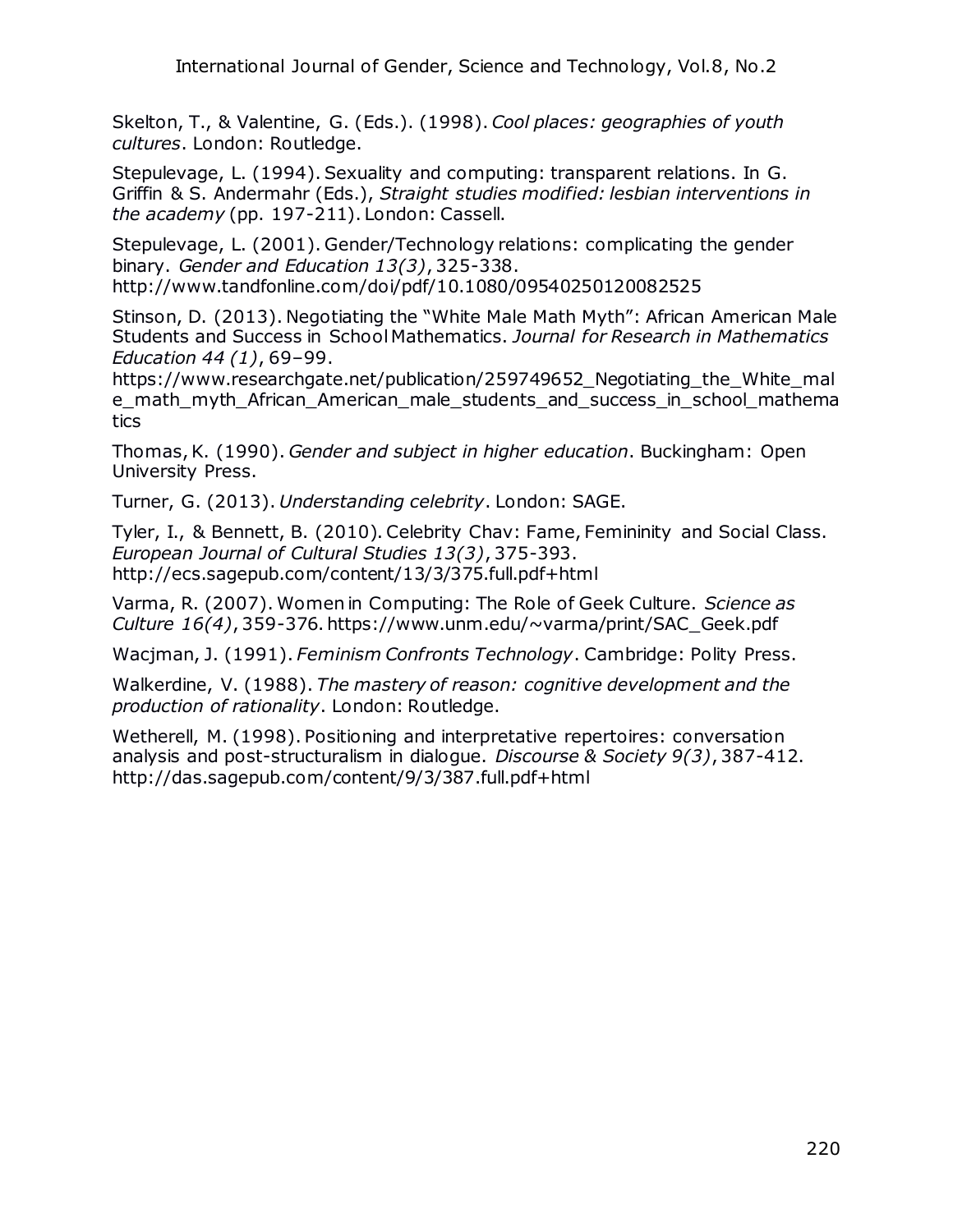Skelton, T., & Valentine, G. (Eds.). (1998). *Cool places: geographies of youth cultures*. London: Routledge.

Stepulevage, L. (1994). Sexuality and computing: transparent relations. In G. Griffin & S. Andermahr (Eds.), *Straight studies modified: lesbian interventions in the academy* (pp. 197-211). London: Cassell.

Stepulevage, L. (2001). Gender/Technology relations: complicating the gender binary. *Gender and Education 13(3)*, 325-338. http://www.tandfonline.com/doi/pdf/10.1080/09540250120082525

Stinson, D. (2013). Negotiating the "White Male Math Myth": African American Male Students and Success in School Mathematics. *Journal for Research in Mathematics Education 44 (1)*, 69–99. https://www.researchgate.net/publication/259749652_Negotiating_the_White_male_math_myth_African_American_male_students_and_success_in_school_mathematics

Thomas, K. (1990). *Gender and subject in higher education*. Buckingham: Open University Press.

Turner, G. (2013). *Understanding celebrity*. London: SAGE.

Tyler, I., & Bennett, B. (2010). Celebrity Chav: Fame, Femininity and Social Class. *European Journal of Cultural Studies 13(3)*, 375-393. http://ecs.sagepub.com/content/13/3/375.full.pdf+html

Varma, R. (2007). Women in Computing: The Role of Geek Culture. *Science as Culture 16(4)*, 359-376. https://www.unm.edu/~varma/print/SAC_Geek.pdf

Wacjman, J. (1991). *Feminism Confronts Technology*. Cambridge: Polity Press.

Walkerdine, V. (1988). *The mastery of reason: cognitive development and the production of rationality*. London: Routledge.

Wetherell, M. (1998). Positioning and interpretative repertoires: conversation analysis and post-structuralism in dialogue. *Discourse & Society 9(3)*, 387-412. http://das.sagepub.com/content/9/3/387.full.pdf+html